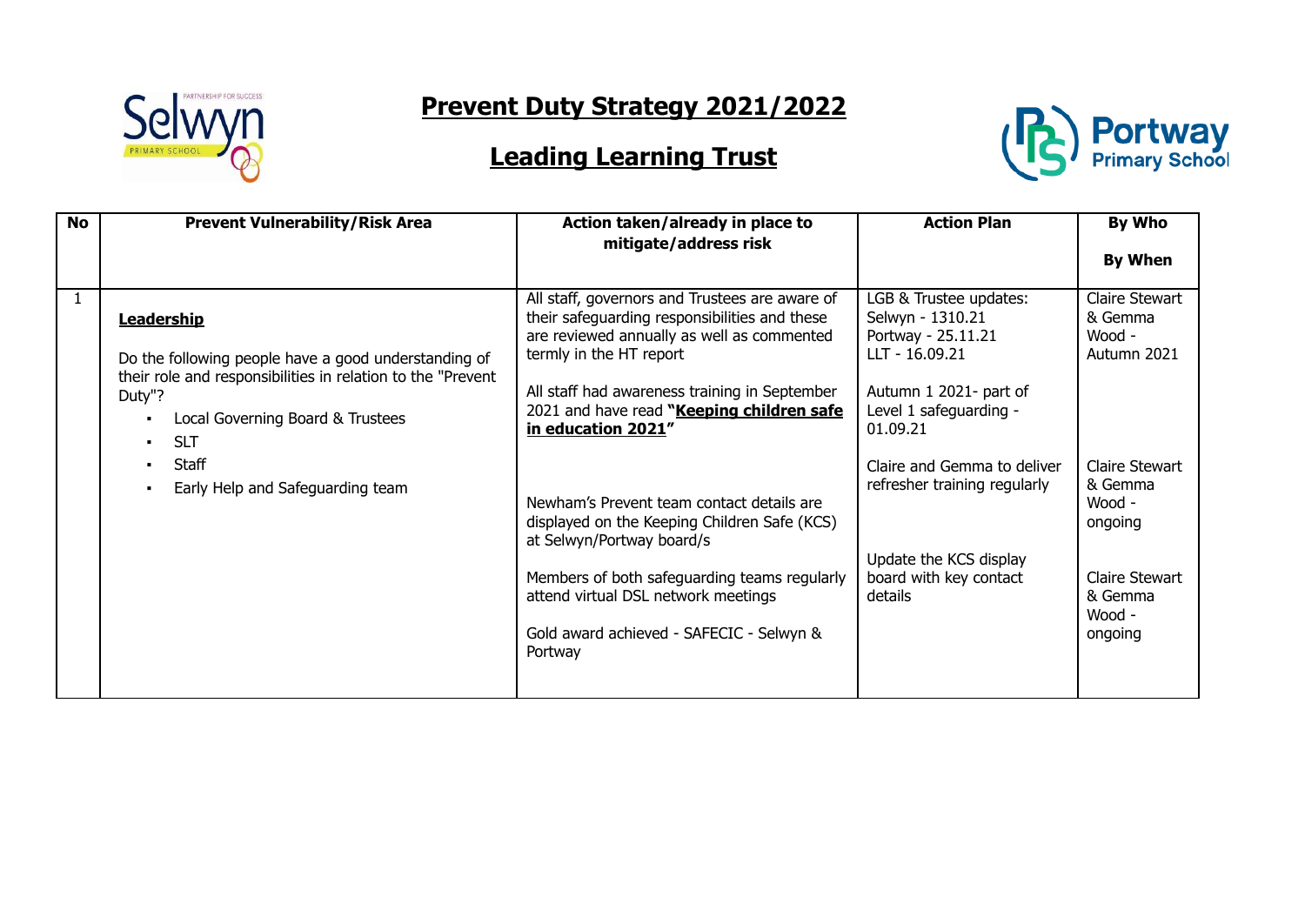# Prevent Duty Strategy 2021/2022

## Leading Learning Trust

| No | Prevent Vulnerability/Risk Area | Action taken/already in place to mitigate/address risk | Action Plan | By Who<br><br>By When |
|---|---|---|---|---|
| 1 | **Leadership**<br><br>Do the following people have a good understanding of their role and responsibilities in relation to the "Prevent Duty"?<br>▪ Local Governing Board & Trustees<br>▪ SLT<br>▪ Staff<br>▪ Early Help and Safeguarding team | All staff, governors and Trustees are aware of their safeguarding responsibilities and these are reviewed annually as well as commented termly in the HT report<br><br>All staff had awareness training in September 2021 and have read **"Keeping children safe in education 2021"**<br><br>Newham's Prevent team contact details are displayed on the Keeping Children Safe (KCS) at Selwyn/Portway board/s<br><br>Members of both safeguarding teams regularly attend virtual DSL network meetings<br><br>Gold award achieved - SAFECIC - Selwyn & Portway | LGB & Trustee updates:<br>Selwyn - 1310.21<br>Portway - 25.11.21<br>LLT - 16.09.21<br><br>Autumn 1 2021- part of Level 1 safeguarding - 01.09.21<br><br>Claire and Gemma to deliver refresher training regularly<br><br>Update the KCS display board with key contact details | Claire Stewart & Gemma Wood - Autumn 2021<br><br>Claire Stewart & Gemma Wood - ongoing<br><br>Claire Stewart & Gemma Wood - ongoing |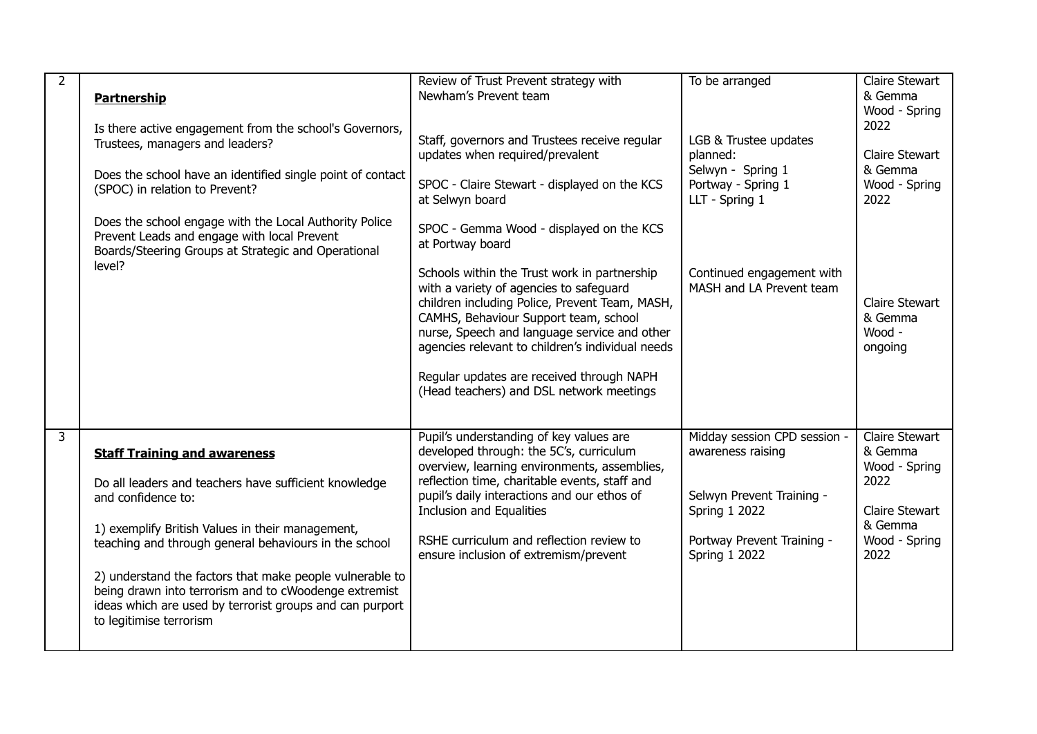| | | | | |
|---|---|---|---|---|
| 2 | **Partnership**<br><br>Is there active engagement from the school's Governors, Trustees, managers and leaders?<br><br>Does the school have an identified single point of contact (SPOC) in relation to Prevent?<br><br>Does the school engage with the Local Authority Police Prevent Leads and engage with local Prevent Boards/Steering Groups at Strategic and Operational level? | Review of Trust Prevent strategy with Newham's Prevent team<br><br>Staff, governors and Trustees receive regular updates when required/prevalent<br><br>SPOC - Claire Stewart - displayed on the KCS at Selwyn board<br><br>SPOC - Gemma Wood - displayed on the KCS at Portway board<br><br>Schools within the Trust work in partnership with a variety of agencies to safeguard children including Police, Prevent Team, MASH, CAMHS, Behaviour Support team, school nurse, Speech and language service and other agencies relevant to children's individual needs<br><br>Regular updates are received through NAPH (Head teachers) and DSL network meetings | To be arranged<br><br>LGB & Trustee updates planned:<br>Selwyn - Spring 1<br>Portway - Spring 1<br>LLT - Spring 1<br><br>Continued engagement with MASH and LA Prevent team | Claire Stewart & Gemma Wood - Spring 2022<br><br>Claire Stewart & Gemma Wood - Spring 2022<br><br>Claire Stewart & Gemma Wood - ongoing |
| 3 | **Staff Training and awareness**<br><br>Do all leaders and teachers have sufficient knowledge and confidence to:<br><br>1) exemplify British Values in their management, teaching and through general behaviours in the school<br><br>2) understand the factors that make people vulnerable to being drawn into terrorism and to cWoodenge extremist ideas which are used by terrorist groups and can purport to legitimise terrorism | Pupil's understanding of key values are developed through: the 5C's, curriculum overview, learning environments, assemblies, reflection time, charitable events, staff and pupil's daily interactions and our ethos of Inclusion and Equalities<br><br>RSHE curriculum and reflection review to ensure inclusion of extremism/prevent | Midday session CPD session - awareness raising<br><br>Selwyn Prevent Training - Spring 1 2022<br><br>Portway Prevent Training - Spring 1 2022 | Claire Stewart & Gemma Wood - Spring 2022<br><br>Claire Stewart & Gemma Wood - Spring 2022 |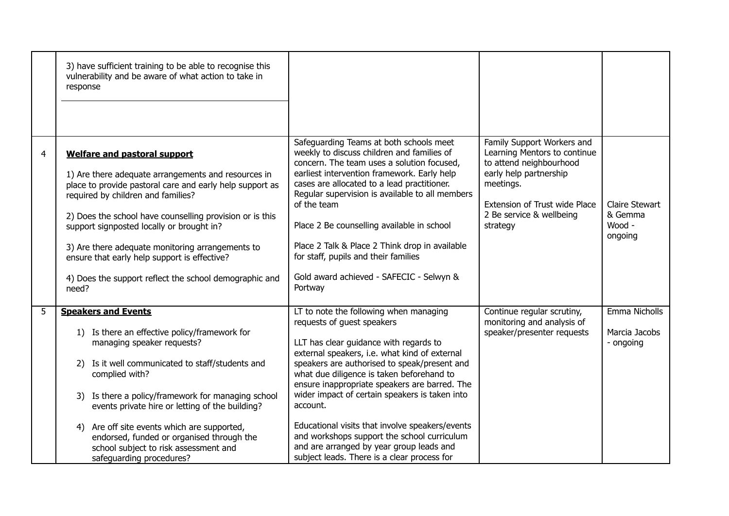| | | | | |
|---|---|---|---|---|
| | 3) have sufficient training to be able to recognise this vulnerability and be aware of what action to take in response | | | |
| 4 | **Welfare and pastoral support**<br><br>1) Are there adequate arrangements and resources in place to provide pastoral care and early help support as required by children and families?<br><br>2) Does the school have counselling provision or is this support signposted locally or brought in?<br><br>3) Are there adequate monitoring arrangements to ensure that early help support is effective?<br><br>4) Does the support reflect the school demographic and need? | Safeguarding Teams at both schools meet weekly to discuss children and families of concern. The team uses a solution focused, earliest intervention framework. Early help cases are allocated to a lead practitioner. Regular supervision is available to all members of the team<br><br>Place 2 Be counselling available in school<br><br>Place 2 Talk & Place 2 Think drop in available for staff, pupils and their families<br><br>Gold award achieved - SAFECIC - Selwyn & Portway | Family Support Workers and Learning Mentors to continue to attend neighbourhood early help partnership meetings.<br><br>Extension of Trust wide Place 2 Be service & wellbeing strategy | Claire Stewart & Gemma Wood - ongoing |
| 5 | **Speakers and Events**<br><br>1) Is there an effective policy/framework for managing speaker requests?<br><br>2) Is it well communicated to staff/students and complied with?<br><br>3) Is there a policy/framework for managing school events private hire or letting of the building?<br><br>4) Are off site events which are supported, endorsed, funded or organised through the school subject to risk assessment and safeguarding procedures? | LT to note the following when managing requests of guest speakers<br><br>LLT has clear guidance with regards to external speakers, i.e. what kind of external speakers are authorised to speak/present and what due diligence is taken beforehand to ensure inappropriate speakers are barred. The wider impact of certain speakers is taken into account.<br><br>Educational visits that involve speakers/events and workshops support the school curriculum and are arranged by year group leads and subject leads. There is a clear process for | Continue regular scrutiny, monitoring and analysis of speaker/presenter requests | Emma Nicholls<br><br>Marcia Jacobs - ongoing |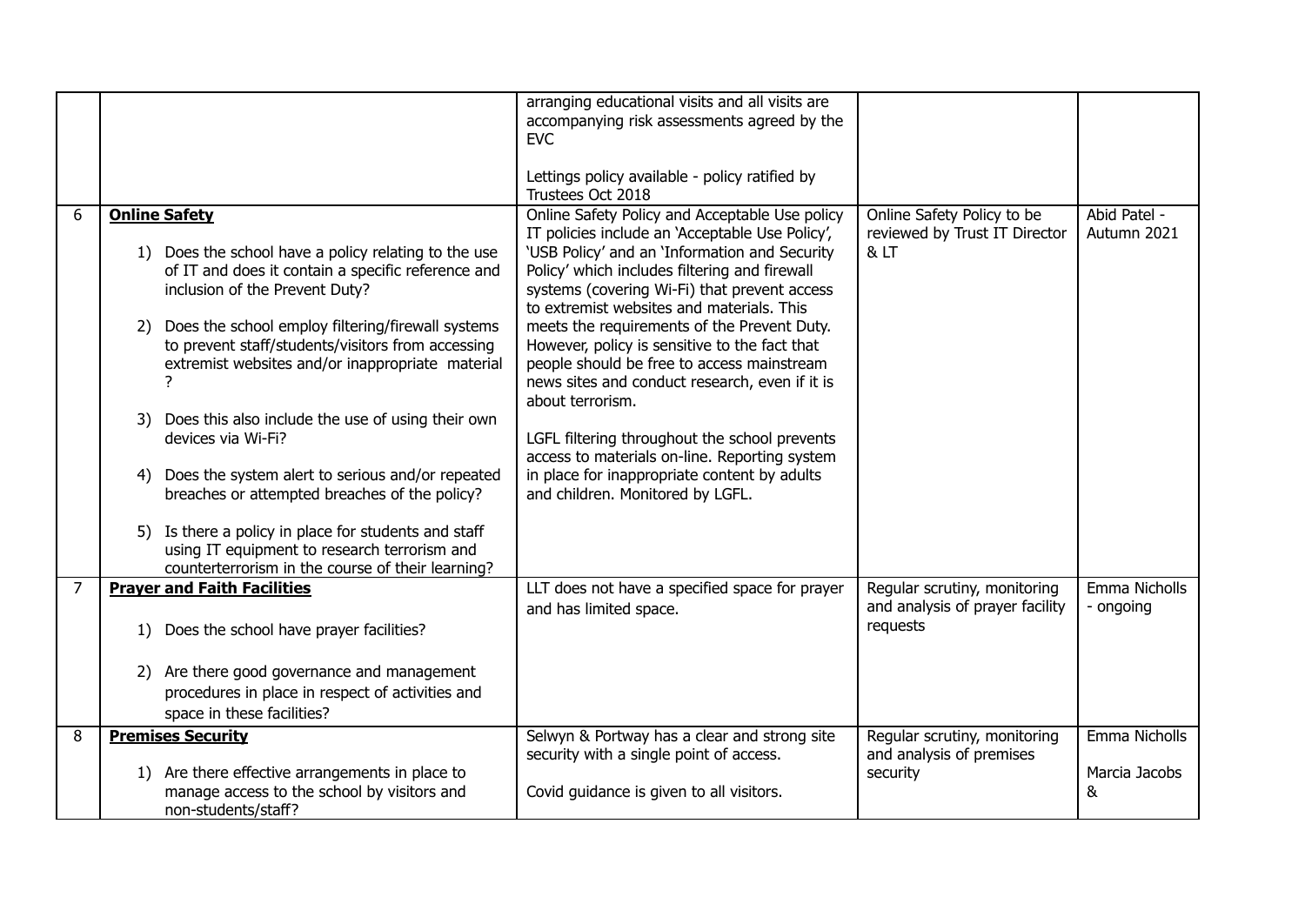| | | | | |
|---|---|---|---|---|
| | | arranging educational visits and all visits are accompanying risk assessments agreed by the EVC<br><br>Lettings policy available - policy ratified by Trustees Oct 2018 | | |
| 6 | **Online Safety**<br><br>1) Does the school have a policy relating to the use of IT and does it contain a specific reference and inclusion of the Prevent Duty?<br><br>2) Does the school employ filtering/firewall systems to prevent staff/students/visitors from accessing extremist websites and/or inappropriate material ?<br><br>3) Does this also include the use of using their own devices via Wi-Fi?<br><br>4) Does the system alert to serious and/or repeated breaches or attempted breaches of the policy?<br><br>5) Is there a policy in place for students and staff using IT equipment to research terrorism and counterterrorism in the course of their learning? | Online Safety Policy and Acceptable Use policy IT policies include an 'Acceptable Use Policy', 'USB Policy' and an 'Information and Security Policy' which includes filtering and firewall systems (covering Wi-Fi) that prevent access to extremist websites and materials. This meets the requirements of the Prevent Duty. However, policy is sensitive to the fact that people should be free to access mainstream news sites and conduct research, even if it is about terrorism.<br><br>LGFL filtering throughout the school prevents access to materials on-line. Reporting system in place for inappropriate content by adults and children. Monitored by LGFL. | Online Safety Policy to be reviewed by Trust IT Director & LT | Abid Patel - Autumn 2021 |
| 7 | **Prayer and Faith Facilities**<br><br>1) Does the school have prayer facilities?<br><br>2) Are there good governance and management procedures in place in respect of activities and space in these facilities? | LLT does not have a specified space for prayer and has limited space. | Regular scrutiny, monitoring and analysis of prayer facility requests | Emma Nicholls - ongoing |
| 8 | **Premises Security**<br><br>1) Are there effective arrangements in place to manage access to the school by visitors and non-students/staff? | Selwyn & Portway has a clear and strong site security with a single point of access.<br><br>Covid guidance is given to all visitors. | Regular scrutiny, monitoring and analysis of premises security | Emma Nicholls<br><br>Marcia Jacobs & |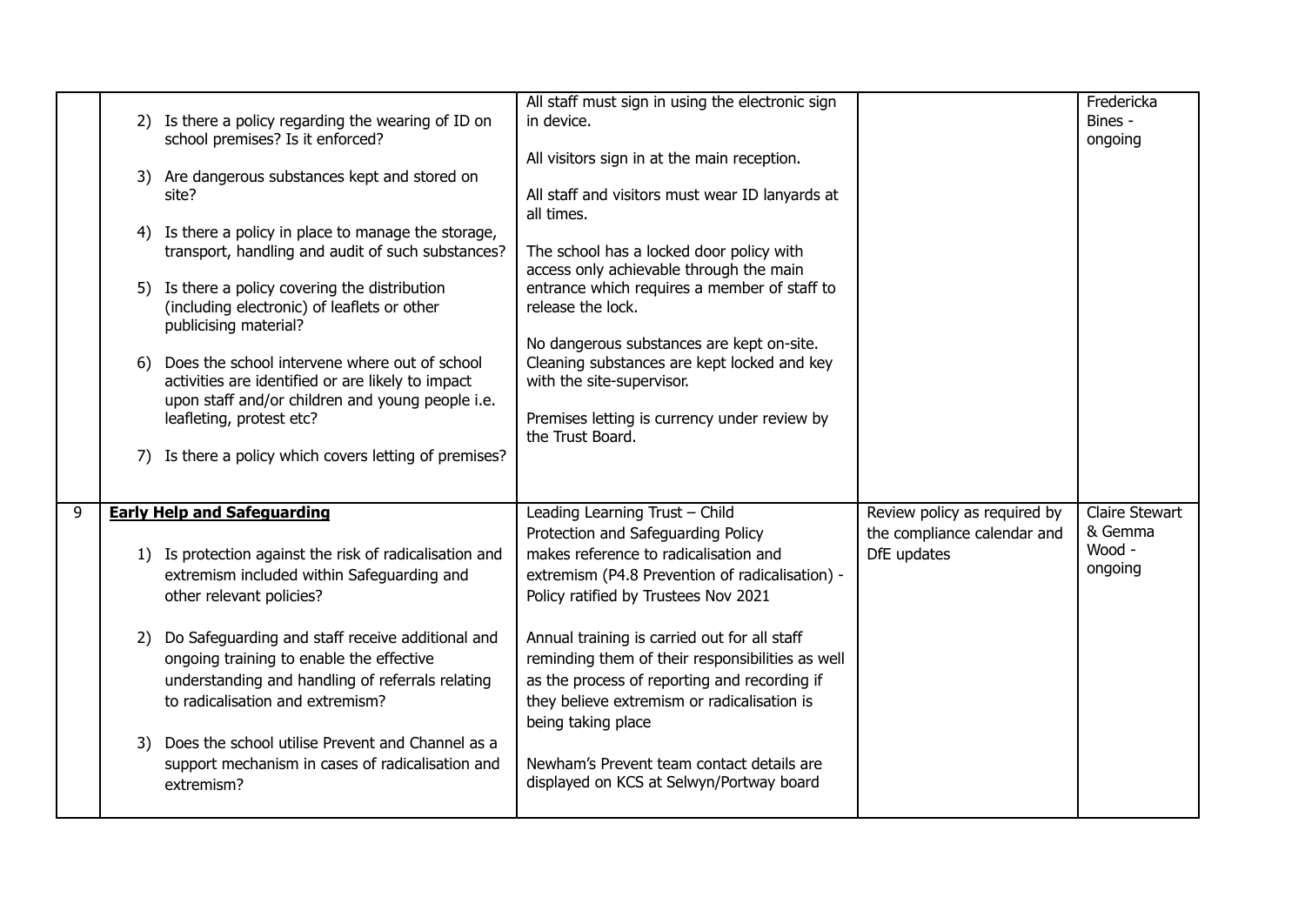| | | | | |
|---|---|---|---|---|
| | 2) Is there a policy regarding the wearing of ID on school premises? Is it enforced?<br><br>3) Are dangerous substances kept and stored on site?<br><br>4) Is there a policy in place to manage the storage, transport, handling and audit of such substances?<br><br>5) Is there a policy covering the distribution (including electronic) of leaflets or other publicising material?<br><br>6) Does the school intervene where out of school activities are identified or are likely to impact upon staff and/or children and young people i.e. leafleting, protest etc?<br><br>7) Is there a policy which covers letting of premises? | All staff must sign in using the electronic sign in device.<br><br>All visitors sign in at the main reception.<br><br>All staff and visitors must wear ID lanyards at all times.<br><br>The school has a locked door policy with access only achievable through the main entrance which requires a member of staff to release the lock.<br><br>No dangerous substances are kept on-site. Cleaning substances are kept locked and key with the site-supervisor.<br><br>Premises letting is currency under review by the Trust Board. | | Fredericka Bines - ongoing |
| 9 | **Early Help and Safeguarding**<br><br>1) Is protection against the risk of radicalisation and extremism included within Safeguarding and other relevant policies?<br><br>2) Do Safeguarding and staff receive additional and ongoing training to enable the effective understanding and handling of referrals relating to radicalisation and extremism?<br><br>3) Does the school utilise Prevent and Channel as a support mechanism in cases of radicalisation and extremism? | Leading Learning Trust – Child Protection and Safeguarding Policy makes reference to radicalisation and extremism (P4.8 Prevention of radicalisation) - Policy ratified by Trustees Nov 2021<br><br>Annual training is carried out for all staff reminding them of their responsibilities as well as the process of reporting and recording if they believe extremism or radicalisation is being taking place<br><br>Newham's Prevent team contact details are displayed on KCS at Selwyn/Portway board | Review policy as required by the compliance calendar and DfE updates | Claire Stewart & Gemma Wood - ongoing |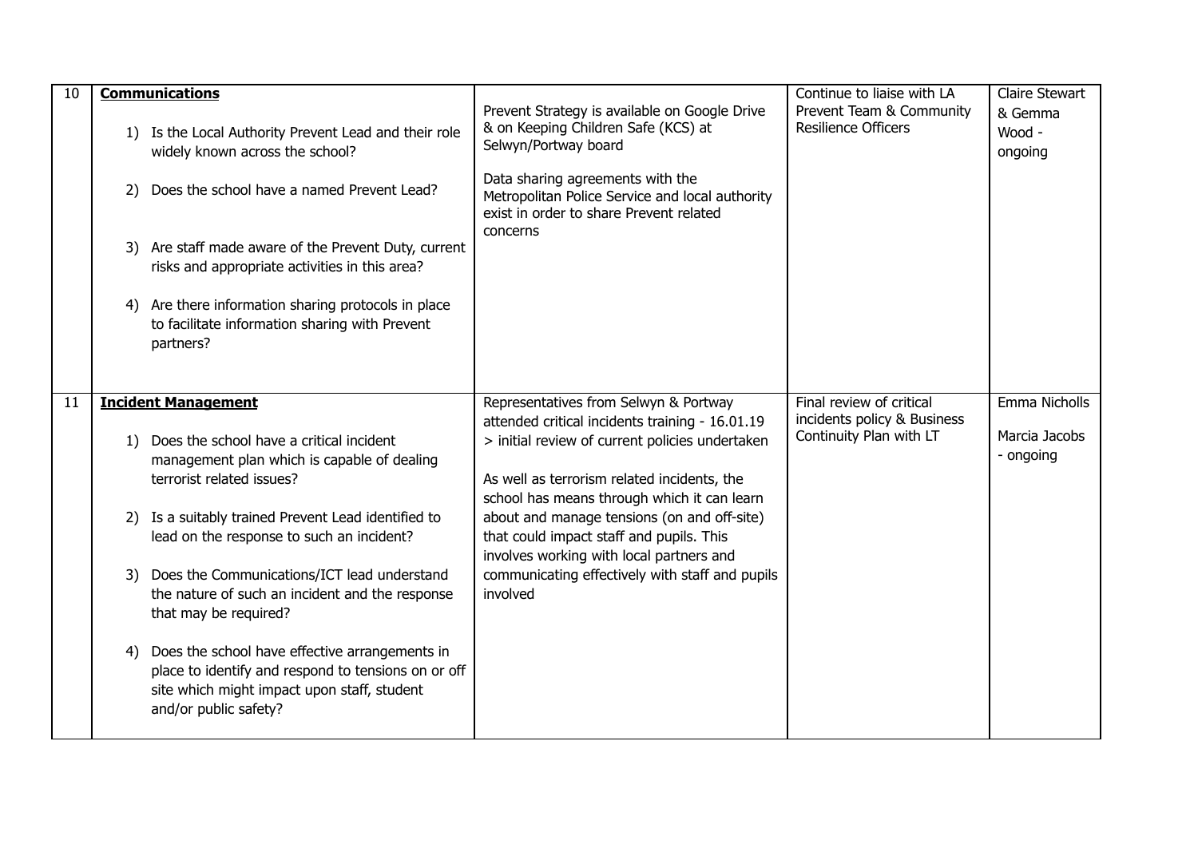| | | | | |
|---|---|---|---|---|
| 10 | **Communications**<br><br>1) Is the Local Authority Prevent Lead and their role widely known across the school?<br><br>2) Does the school have a named Prevent Lead?<br><br>3) Are staff made aware of the Prevent Duty, current risks and appropriate activities in this area?<br><br>4) Are there information sharing protocols in place to facilitate information sharing with Prevent partners? | Prevent Strategy is available on Google Drive & on Keeping Children Safe (KCS) at Selwyn/Portway board<br><br>Data sharing agreements with the Metropolitan Police Service and local authority exist in order to share Prevent related concerns | Continue to liaise with LA Prevent Team & Community Resilience Officers | Claire Stewart & Gemma Wood - ongoing |
| 11 | **Incident Management**<br><br>1) Does the school have a critical incident management plan which is capable of dealing terrorist related issues?<br><br>2) Is a suitably trained Prevent Lead identified to lead on the response to such an incident?<br><br>3) Does the Communications/ICT lead understand the nature of such an incident and the response that may be required?<br><br>4) Does the school have effective arrangements in place to identify and respond to tensions on or off site which might impact upon staff, student and/or public safety? | Representatives from Selwyn & Portway attended critical incidents training - 16.01.19 > initial review of current policies undertaken<br><br>As well as terrorism related incidents, the school has means through which it can learn about and manage tensions (on and off-site) that could impact staff and pupils. This involves working with local partners and communicating effectively with staff and pupils involved | Final review of critical incidents policy & Business Continuity Plan with LT | Emma Nicholls<br><br>Marcia Jacobs - ongoing |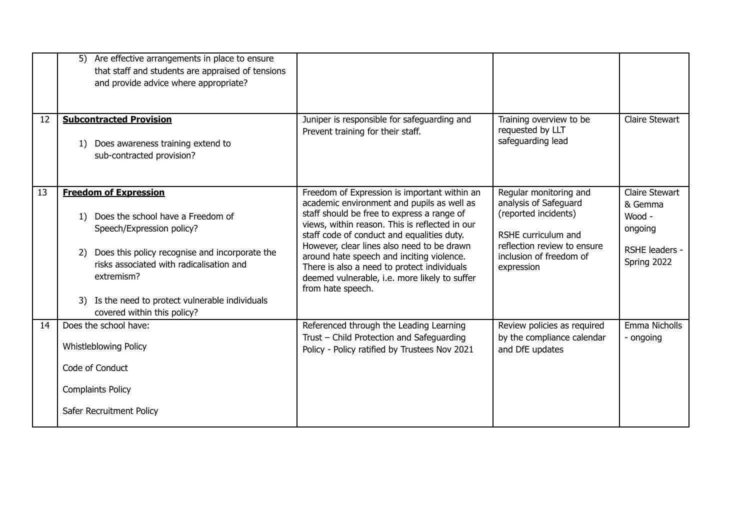| | | | | |
|---|---|---|---|---|
| | 5) Are effective arrangements in place to ensure that staff and students are appraised of tensions and provide advice where appropriate? | | | |
| 12 | **Subcontracted Provision**<br><br>1) Does awareness training extend to sub-contracted provision? | Juniper is responsible for safeguarding and Prevent training for their staff. | Training overview to be requested by LLT safeguarding lead | Claire Stewart |
| 13 | **Freedom of Expression**<br><br>1) Does the school have a Freedom of Speech/Expression policy?<br><br>2) Does this policy recognise and incorporate the risks associated with radicalisation and extremism?<br><br>3) Is the need to protect vulnerable individuals covered within this policy? | Freedom of Expression is important within an academic environment and pupils as well as staff should be free to express a range of views, within reason. This is reflected in our staff code of conduct and equalities duty. However, clear lines also need to be drawn around hate speech and inciting violence. There is also a need to protect individuals deemed vulnerable, i.e. more likely to suffer from hate speech. | Regular monitoring and analysis of Safeguard (reported incidents)<br><br>RSHE curriculum and reflection review to ensure inclusion of freedom of expression | Claire Stewart & Gemma Wood - ongoing<br><br>RSHE leaders - Spring 2022 |
| 14 | Does the school have:<br><br>Whistleblowing Policy<br><br>Code of Conduct<br><br>Complaints Policy<br><br>Safer Recruitment Policy | Referenced through the Leading Learning Trust – Child Protection and Safeguarding Policy - Policy ratified by Trustees Nov 2021 | Review policies as required by the compliance calendar and DfE updates | Emma Nicholls - ongoing |